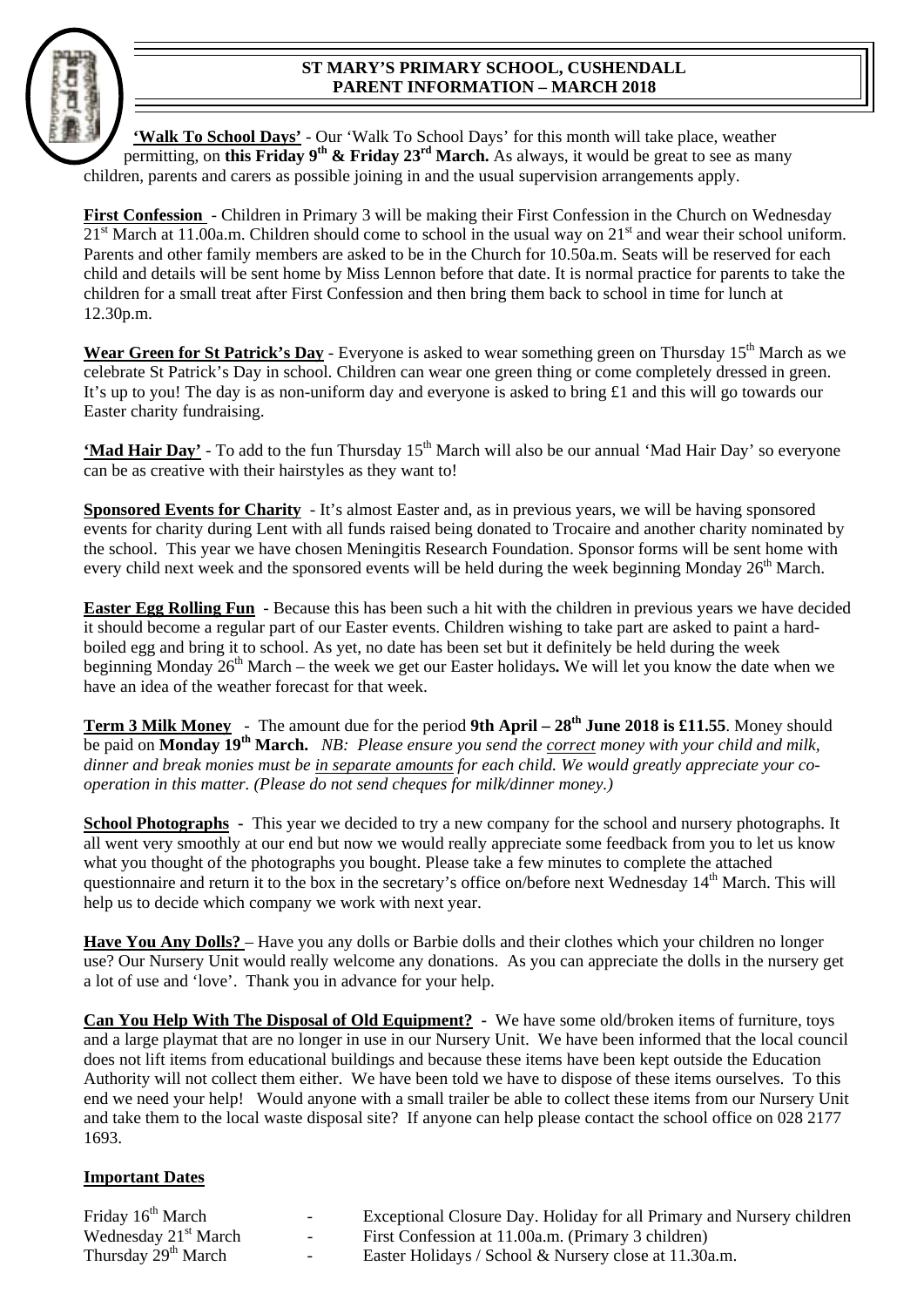# ST MARY'S PRIMARY SCHOOL, CUSHENDALL
## PARENT INFORMATION – MARCH 2018

**'Walk To School Days'** - Our 'Walk To School Days' for this month will take place, weather permitting, on **this Friday 9th & Friday 23rd March.** As always, it would be great to see as many children, parents and carers as possible joining in and the usual supervision arrangements apply.

**First Confession** - Children in Primary 3 will be making their First Confession in the Church on Wednesday 21st March at 11.00a.m. Children should come to school in the usual way on 21st and wear their school uniform. Parents and other family members are asked to be in the Church for 10.50a.m. Seats will be reserved for each child and details will be sent home by Miss Lennon before that date. It is normal practice for parents to take the children for a small treat after First Confession and then bring them back to school in time for lunch at 12.30p.m.

**Wear Green for St Patrick's Day** - Everyone is asked to wear something green on Thursday 15th March as we celebrate St Patrick's Day in school. Children can wear one green thing or come completely dressed in green. It's up to you! The day is as non-uniform day and everyone is asked to bring £1 and this will go towards our Easter charity fundraising.

**'Mad Hair Day'** - To add to the fun Thursday 15th March will also be our annual 'Mad Hair Day' so everyone can be as creative with their hairstyles as they want to!

**Sponsored Events for Charity** - It's almost Easter and, as in previous years, we will be having sponsored events for charity during Lent with all funds raised being donated to Trocaire and another charity nominated by the school. This year we have chosen Meningitis Research Foundation. Sponsor forms will be sent home with every child next week and the sponsored events will be held during the week beginning Monday 26th March.

**Easter Egg Rolling Fun** - Because this has been such a hit with the children in previous years we have decided it should become a regular part of our Easter events. Children wishing to take part are asked to paint a hard-boiled egg and bring it to school. As yet, no date has been set but it definitely be held during the week beginning Monday 26th March – the week we get our Easter holidays**.** We will let you know the date when we have an idea of the weather forecast for that week.

**Term 3 Milk Money** - The amount due for the period **9th April – 28th June 2018 is £11.55**. Money should be paid on **Monday 19th March.** *NB: Please ensure you send the correct money with your child and milk, dinner and break monies must be in separate amounts for each child. We would greatly appreciate your co-operation in this matter. (Please do not send cheques for milk/dinner money.)*

**School Photographs** - This year we decided to try a new company for the school and nursery photographs. It all went very smoothly at our end but now we would really appreciate some feedback from you to let us know what you thought of the photographs you bought. Please take a few minutes to complete the attached questionnaire and return it to the box in the secretary's office on/before next Wednesday 14th March. This will help us to decide which company we work with next year.

**Have You Any Dolls?** – Have you any dolls or Barbie dolls and their clothes which your children no longer use? Our Nursery Unit would really welcome any donations. As you can appreciate the dolls in the nursery get a lot of use and 'love'. Thank you in advance for your help.

**Can You Help With The Disposal of Old Equipment?** - We have some old/broken items of furniture, toys and a large playmat that are no longer in use in our Nursery Unit. We have been informed that the local council does not lift items from educational buildings and because these items have been kept outside the Education Authority will not collect them either. We have been told we have to dispose of these items ourselves. To this end we need your help! Would anyone with a small trailer be able to collect these items from our Nursery Unit and take them to the local waste disposal site? If anyone can help please contact the school office on 028 2177 1693.

**Important Dates**

| | | |
|---|---|---|
| Friday 16th March | - | Exceptional Closure Day. Holiday for all Primary and Nursery children |
| Wednesday 21st March | - | First Confession at 11.00a.m. (Primary 3 children) |
| Thursday 29th March | - | Easter Holidays / School & Nursery close at 11.30a.m. |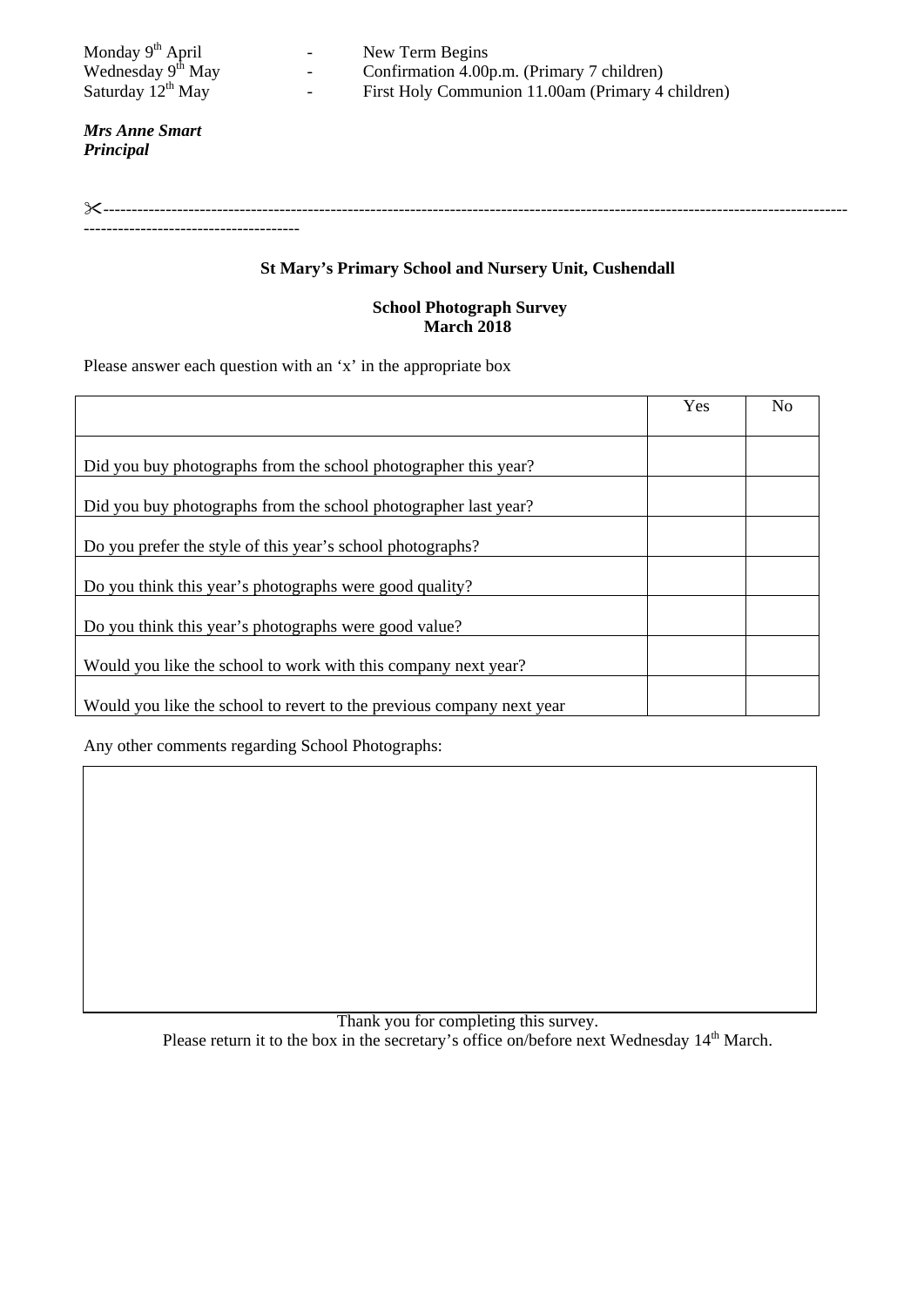Monday 9th April - New Term Begins
Wednesday 9th May - Confirmation 4.00p.m. (Primary 7 children)
Saturday 12th May - First Holy Communion 11.00am (Primary 4 children)

***Mrs Anne Smart***
***Principal***

✂------------------------------------------------------------------------------------------------------------------------------------------------------------------

**St Mary's Primary School and Nursery Unit, Cushendall**

**School Photograph Survey**
**March 2018**

Please answer each question with an 'x' in the appropriate box

| | Yes | No |
|---|---|---|
| Did you buy photographs from the school photographer this year? | | |
| Did you buy photographs from the school photographer last year? | | |
| Do you prefer the style of this year's school photographs? | | |
| Do you think this year's photographs were good quality? | | |
| Do you think this year's photographs were good value? | | |
| Would you like the school to work with this company next year? | | |
| Would you like the school to revert to the previous company next year | | |

Any other comments regarding School Photographs:

Thank you for completing this survey.
Please return it to the box in the secretary's office on/before next Wednesday 14th March.